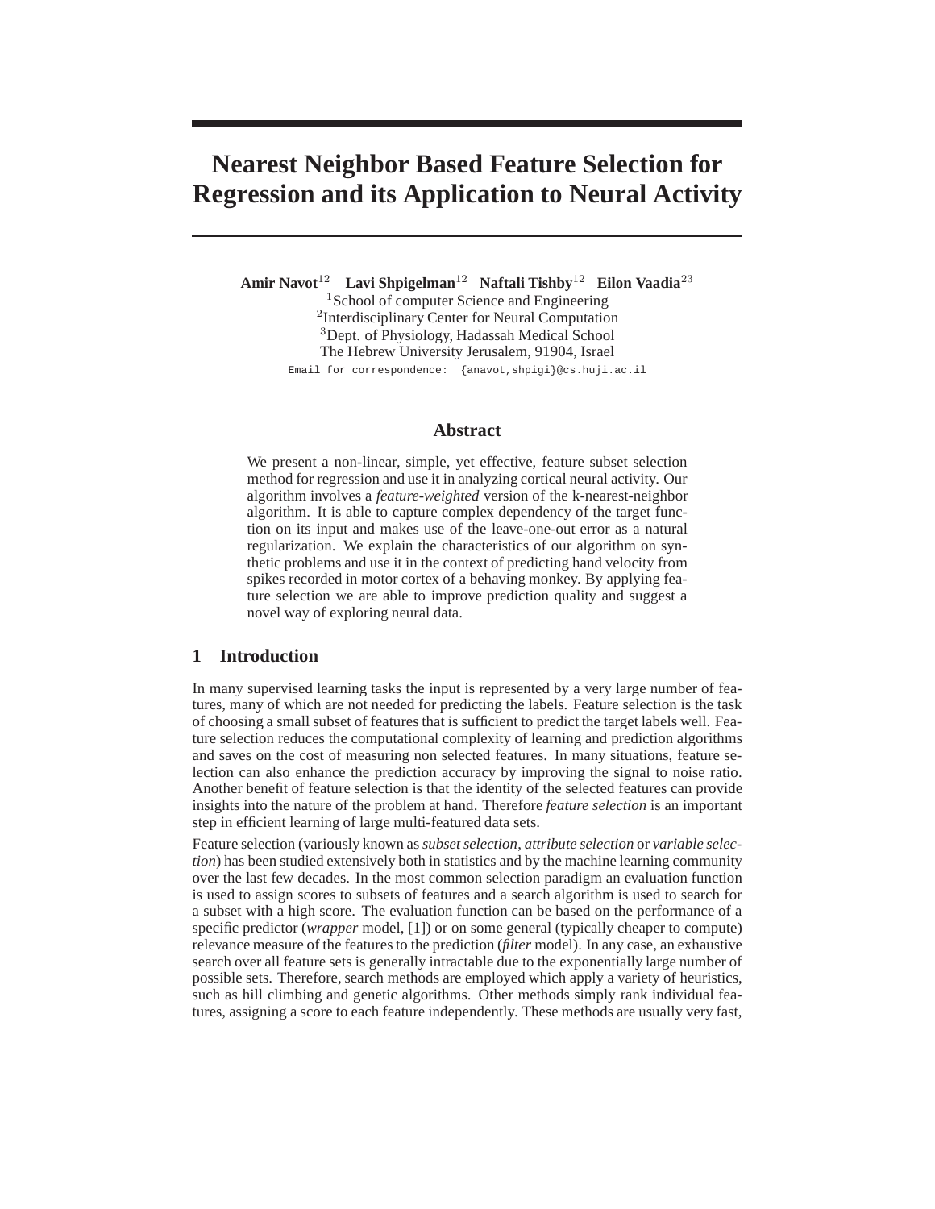# Nearest Neighbor Based Feature Selection for Regression and its Application to Neural Activity

**Amir Navot**[12] **Lavi Shpigelman**[12] **Naftali Tishby**[12] **Eilon Vaadia**[23]

[1]School of computer Science and Engineering
[2]Interdisciplinary Center for Neural Computation
[3]Dept. of Physiology, Hadassah Medical School
The Hebrew University Jerusalem, 91904, Israel
Email for correspondence: {anavot,shpigi}@cs.huji.ac.il

## Abstract

We present a non-linear, simple, yet effective, feature subset selection method for regression and use it in analyzing cortical neural activity. Our algorithm involves a *feature-weighted* version of the k-nearest-neighbor algorithm. It is able to capture complex dependency of the target function on its input and makes use of the leave-one-out error as a natural regularization. We explain the characteristics of our algorithm on synthetic problems and use it in the context of predicting hand velocity from spikes recorded in motor cortex of a behaving monkey. By applying feature selection we are able to improve prediction quality and suggest a novel way of exploring neural data.

## 1 Introduction

In many supervised learning tasks the input is represented by a very large number of features, many of which are not needed for predicting the labels. Feature selection is the task of choosing a small subset of features that is sufficient to predict the target labels well. Feature selection reduces the computational complexity of learning and prediction algorithms and saves on the cost of measuring non selected features. In many situations, feature selection can also enhance the prediction accuracy by improving the signal to noise ratio. Another benefit of feature selection is that the identity of the selected features can provide insights into the nature of the problem at hand. Therefore *feature selection* is an important step in efficient learning of large multi-featured data sets.

Feature selection (variously known as *subset selection*, *attribute selection* or *variable selection*) has been studied extensively both in statistics and by the machine learning community over the last few decades. In the most common selection paradigm an evaluation function is used to assign scores to subsets of features and a search algorithm is used to search for a subset with a high score. The evaluation function can be based on the performance of a specific predictor (*wrapper* model, [1]) or on some general (typically cheaper to compute) relevance measure of the features to the prediction (*filter* model). In any case, an exhaustive search over all feature sets is generally intractable due to the exponentially large number of possible sets. Therefore, search methods are employed which apply a variety of heuristics, such as hill climbing and genetic algorithms. Other methods simply rank individual features, assigning a score to each feature independently. These methods are usually very fast,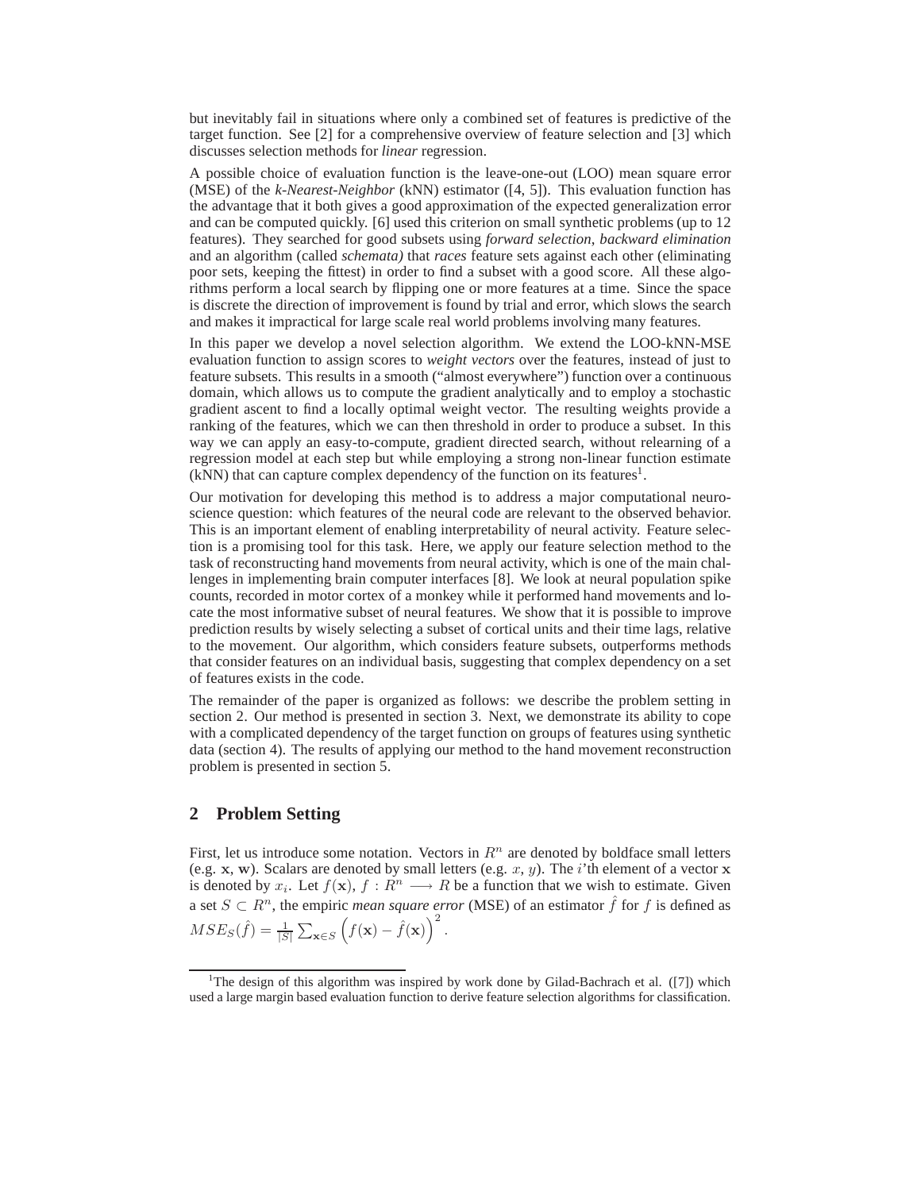but inevitably fail in situations where only a combined set of features is predictive of the target function. See [2] for a comprehensive overview of feature selection and [3] which discusses selection methods for *linear* regression.

A possible choice of evaluation function is the leave-one-out (LOO) mean square error (MSE) of the *k-Nearest-Neighbor* (kNN) estimator ([4, 5]). This evaluation function has the advantage that it both gives a good approximation of the expected generalization error and can be computed quickly. [6] used this criterion on small synthetic problems (up to 12 features). They searched for good subsets using *forward selection*, *backward elimination* and an algorithm (called *schemata)* that *races* feature sets against each other (eliminating poor sets, keeping the fittest) in order to find a subset with a good score. All these algorithms perform a local search by flipping one or more features at a time. Since the space is discrete the direction of improvement is found by trial and error, which slows the search and makes it impractical for large scale real world problems involving many features.

In this paper we develop a novel selection algorithm. We extend the LOO-kNN-MSE evaluation function to assign scores to *weight vectors* over the features, instead of just to feature subsets. This results in a smooth ("almost everywhere") function over a continuous domain, which allows us to compute the gradient analytically and to employ a stochastic gradient ascent to find a locally optimal weight vector. The resulting weights provide a ranking of the features, which we can then threshold in order to produce a subset. In this way we can apply an easy-to-compute, gradient directed search, without relearning of a regression model at each step but while employing a strong non-linear function estimate (kNN) that can capture complex dependency of the function on its features[1].

Our motivation for developing this method is to address a major computational neuroscience question: which features of the neural code are relevant to the observed behavior. This is an important element of enabling interpretability of neural activity. Feature selection is a promising tool for this task. Here, we apply our feature selection method to the task of reconstructing hand movements from neural activity, which is one of the main challenges in implementing brain computer interfaces [8]. We look at neural population spike counts, recorded in motor cortex of a monkey while it performed hand movements and locate the most informative subset of neural features. We show that it is possible to improve prediction results by wisely selecting a subset of cortical units and their time lags, relative to the movement. Our algorithm, which considers feature subsets, outperforms methods that consider features on an individual basis, suggesting that complex dependency on a set of features exists in the code.

The remainder of the paper is organized as follows: we describe the problem setting in section 2. Our method is presented in section 3. Next, we demonstrate its ability to cope with a complicated dependency of the target function on groups of features using synthetic data (section 4). The results of applying our method to the hand movement reconstruction problem is presented in section 5.

## 2 Problem Setting

First, let us introduce some notation. Vectors in $R^n$ are denoted by boldface small letters (e.g. $\mathbf{x}$, $\mathbf{w}$). Scalars are denoted by small letters (e.g. $x$, $y$). The $i$'th element of a vector $\mathbf{x}$ is denoted by $x_i$. Let $f(\mathbf{x})$, $f : R^n \longrightarrow R$ be a function that we wish to estimate. Given a set $S \subset R^n$, the empiric *mean square error* (MSE) of an estimator $\hat{f}$ for $f$ is defined as $MSE_S(\hat{f}) = \frac{1}{|S|}\sum_{\mathbf{x}\in S}\left(f(\mathbf{x}) - \hat{f}(\mathbf{x})\right)^2$.

[1] The design of this algorithm was inspired by work done by Gilad-Bachrach et al. ([7]) which used a large margin based evaluation function to derive feature selection algorithms for classification.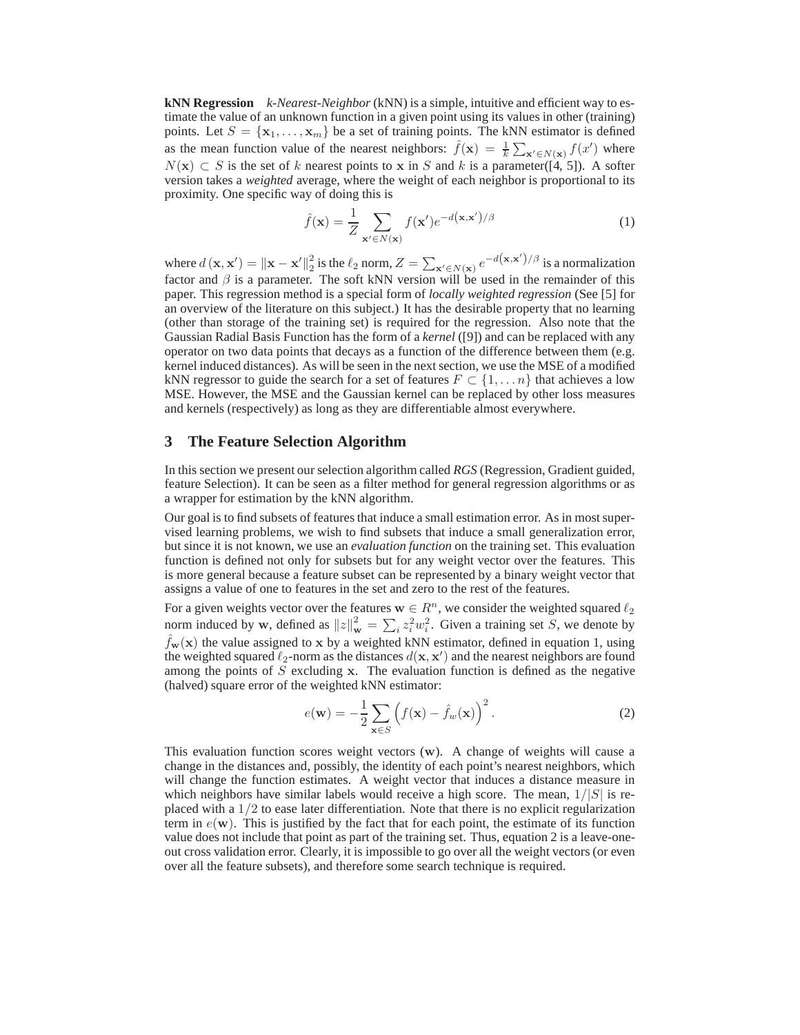**kNN Regression** *k-Nearest-Neighbor* (kNN) is a simple, intuitive and efficient way to estimate the value of an unknown function in a given point using its values in other (training) points. Let $S = \{\mathbf{x}_1, \ldots, \mathbf{x}_m\}$ be a set of training points. The kNN estimator is defined as the mean function value of the nearest neighbors: $\hat{f}(\mathbf{x}) = \frac{1}{k}\sum_{\mathbf{x}' \in N(\mathbf{x})} f(x')$ where $N(\mathbf{x}) \subset S$ is the set of $k$ nearest points to $\mathbf{x}$ in $S$ and $k$ is a parameter([4, 5]). A softer version takes a *weighted* average, where the weight of each neighbor is proportional to its proximity. One specific way of doing this is

$$\hat{f}(\mathbf{x}) = \frac{1}{Z}\sum_{\mathbf{x}' \in N(\mathbf{x})} f(\mathbf{x}') e^{-d\left(\mathbf{x},\mathbf{x}'\right)/\beta} \tag{1}$$

where $d\left(\mathbf{x}, \mathbf{x}'\right) = \|\mathbf{x} - \mathbf{x}'\|_2^2$ is the $\ell_2$ norm, $Z = \sum_{\mathbf{x}' \in N(\mathbf{x})} e^{-d\left(\mathbf{x},\mathbf{x}'\right)/\beta}$ is a normalization factor and $\beta$ is a parameter. The soft kNN version will be used in the remainder of this paper. This regression method is a special form of *locally weighted regression* (See [5] for an overview of the literature on this subject.) It has the desirable property that no learning (other than storage of the training set) is required for the regression. Also note that the Gaussian Radial Basis Function has the form of a *kernel* ([9]) and can be replaced with any operator on two data points that decays as a function of the difference between them (e.g. kernel induced distances). As will be seen in the next section, we use the MSE of a modified kNN regressor to guide the search for a set of features $F \subset \{1, \ldots n\}$ that achieves a low MSE. However, the MSE and the Gaussian kernel can be replaced by other loss measures and kernels (respectively) as long as they are differentiable almost everywhere.

## 3 The Feature Selection Algorithm

In this section we present our selection algorithm called *RGS* (Regression, Gradient guided, feature Selection). It can be seen as a filter method for general regression algorithms or as a wrapper for estimation by the kNN algorithm.

Our goal is to find subsets of features that induce a small estimation error. As in most supervised learning problems, we wish to find subsets that induce a small generalization error, but since it is not known, we use an *evaluation function* on the training set. This evaluation function is defined not only for subsets but for any weight vector over the features. This is more general because a feature subset can be represented by a binary weight vector that assigns a value of one to features in the set and zero to the rest of the features.

For a given weights vector over the features $\mathbf{w} \in R^n$, we consider the weighted squared $\ell_2$ norm induced by $\mathbf{w}$, defined as $\|z\|_{\mathbf{w}}^2 = \sum_i z_i^2 w_i^2$. Given a training set $S$, we denote by $\hat{f}_{\mathbf{w}}(\mathbf{x})$ the value assigned to $\mathbf{x}$ by a weighted kNN estimator, defined in equation 1, using the weighted squared $\ell_2$-norm as the distances $d(\mathbf{x}, \mathbf{x}')$ and the nearest neighbors are found among the points of $S$ excluding $\mathbf{x}$. The evaluation function is defined as the negative (halved) square error of the weighted kNN estimator:

$$e(\mathbf{w}) = -\frac{1}{2}\sum_{\mathbf{x} \in S}\left(f(\mathbf{x}) - \hat{f}_w(\mathbf{x})\right)^2. \tag{2}$$

This evaluation function scores weight vectors ($\mathbf{w}$). A change of weights will cause a change in the distances and, possibly, the identity of each point's nearest neighbors, which will change the function estimates. A weight vector that induces a distance measure in which neighbors have similar labels would receive a high score. The mean, $1/|S|$ is replaced with a $1/2$ to ease later differentiation. Note that there is no explicit regularization term in $e(\mathbf{w})$. This is justified by the fact that for each point, the estimate of its function value does not include that point as part of the training set. Thus, equation 2 is a leave-one-out cross validation error. Clearly, it is impossible to go over all the weight vectors (or even over all the feature subsets), and therefore some search technique is required.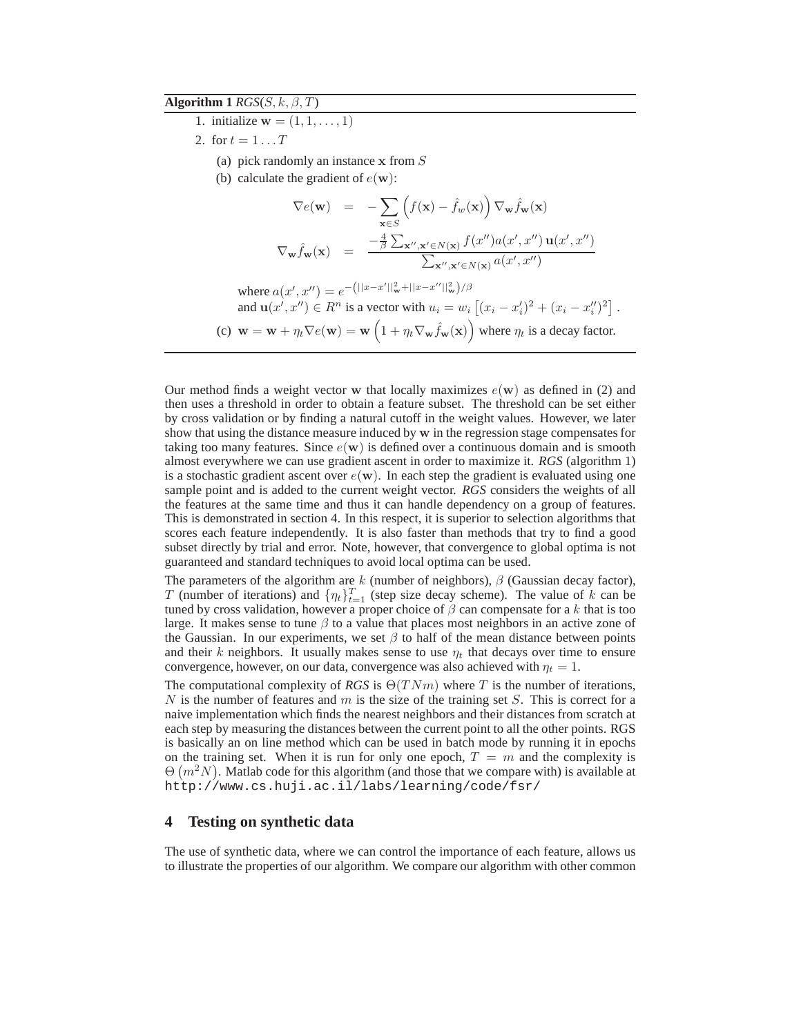**Algorithm 1** *RGS*($S, k, \beta, T$)

1. initialize $\mathbf{w} = (1, 1, \ldots, 1)$
2. for $t = 1 \ldots T$
   (a) pick randomly an instance $\mathbf{x}$ from $S$
   (b) calculate the gradient of $e(\mathbf{w})$:

$$\nabla e(\mathbf{w}) = -\sum_{\mathbf{x} \in S} \left( f(\mathbf{x}) - \hat{f}_w(\mathbf{x}) \right) \nabla_{\mathbf{w}} \hat{f}_{\mathbf{w}}(\mathbf{x})$$

$$\nabla_{\mathbf{w}} \hat{f}_{\mathbf{w}}(\mathbf{x}) = \frac{-\frac{4}{\beta} \sum_{\mathbf{x}'', \mathbf{x}' \in N(\mathbf{x})} f(x'') a(x', x'') \, \mathbf{u}(x', x'')}{\sum_{\mathbf{x}'', \mathbf{x}' \in N(\mathbf{x})} a(x', x'')}$$

   where $a(x', x'') = e^{-\left(||x-x'||^2_{\mathbf{w}} + ||x-x''||^2_{\mathbf{w}}\right)/\beta}$
   and $\mathbf{u}(x', x'') \in R^n$ is a vector with $u_i = w_i \left[ (x_i - x'_i)^2 + (x_i - x''_i)^2 \right]$.

   (c) $\mathbf{w} = \mathbf{w} + \eta_t \nabla e(\mathbf{w}) = \mathbf{w} \left( 1 + \eta_t \nabla_{\mathbf{w}} \hat{f}_{\mathbf{w}}(\mathbf{x}) \right)$ where $\eta_t$ is a decay factor.

Our method finds a weight vector $\mathbf{w}$ that locally maximizes $e(\mathbf{w})$ as defined in (2) and then uses a threshold in order to obtain a feature subset. The threshold can be set either by cross validation or by finding a natural cutoff in the weight values. However, we later show that using the distance measure induced by $\mathbf{w}$ in the regression stage compensates for taking too many features. Since $e(\mathbf{w})$ is defined over a continuous domain and is smooth almost everywhere we can use gradient ascent in order to maximize it. *RGS* (algorithm 1) is a stochastic gradient ascent over $e(\mathbf{w})$. In each step the gradient is evaluated using one sample point and is added to the current weight vector. *RGS* considers the weights of all the features at the same time and thus it can handle dependency on a group of features. This is demonstrated in section 4. In this respect, it is superior to selection algorithms that scores each feature independently. It is also faster than methods that try to find a good subset directly by trial and error. Note, however, that convergence to global optima is not guaranteed and standard techniques to avoid local optima can be used.

The parameters of the algorithm are $k$ (number of neighbors), $\beta$ (Gaussian decay factor), $T$ (number of iterations) and $\{\eta_t\}_{t=1}^{T}$ (step size decay scheme). The value of $k$ can be tuned by cross validation, however a proper choice of $\beta$ can compensate for a $k$ that is too large. It makes sense to tune $\beta$ to a value that places most neighbors in an active zone of the Gaussian. In our experiments, we set $\beta$ to half of the mean distance between points and their $k$ neighbors. It usually makes sense to use $\eta_t$ that decays over time to ensure convergence, however, on our data, convergence was also achieved with $\eta_t = 1$.

The computational complexity of *RGS* is $\Theta(TNm)$ where $T$ is the number of iterations, $N$ is the number of features and $m$ is the size of the training set $S$. This is correct for a naive implementation which finds the nearest neighbors and their distances from scratch at each step by measuring the distances between the current point to all the other points. RGS is basically an on line method which can be used in batch mode by running it in epochs on the training set. When it is run for only one epoch, $T = m$ and the complexity is $\Theta\left(m^2 N\right)$. Matlab code for this algorithm (and those that we compare with) is available at `http://www.cs.huji.ac.il/labs/learning/code/fsr/`

## 4 Testing on synthetic data

The use of synthetic data, where we can control the importance of each feature, allows us to illustrate the properties of our algorithm. We compare our algorithm with other common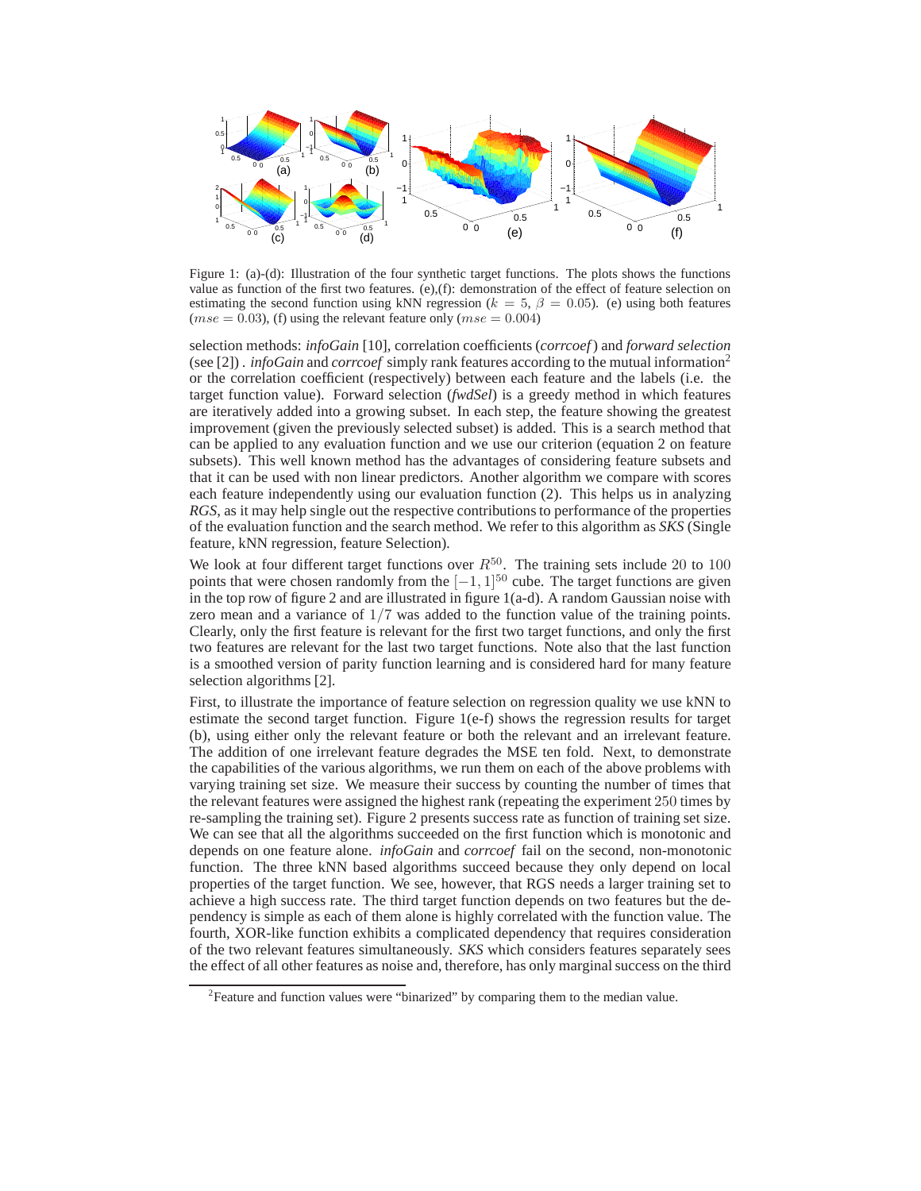Figure 1: (a)-(d): Illustration of the four synthetic target functions. The plots shows the functions value as function of the first two features. (e),(f): demonstration of the effect of feature selection on estimating the second function using kNN regression ($k = 5$, $\beta = 0.05$). (e) using both features ($mse = 0.03$), (f) using the relevant feature only ($mse = 0.004$)

selection methods: *infoGain* [10], correlation coefficients (*corrcoef*) and *forward selection* (see [2]) . *infoGain* and *corrcoef* simply rank features according to the mutual information[2] or the correlation coefficient (respectively) between each feature and the labels (i.e. the target function value). Forward selection (*fwdSel*) is a greedy method in which features are iteratively added into a growing subset. In each step, the feature showing the greatest improvement (given the previously selected subset) is added. This is a search method that can be applied to any evaluation function and we use our criterion (equation 2 on feature subsets). This well known method has the advantages of considering feature subsets and that it can be used with non linear predictors. Another algorithm we compare with scores each feature independently using our evaluation function (2). This helps us in analyzing *RGS*, as it may help single out the respective contributions to performance of the properties of the evaluation function and the search method. We refer to this algorithm as *SKS* (Single feature, kNN regression, feature Selection).

We look at four different target functions over $R^{50}$. The training sets include $20$ to $100$ points that were chosen randomly from the $[-1, 1]^{50}$ cube. The target functions are given in the top row of figure 2 and are illustrated in figure 1(a-d). A random Gaussian noise with zero mean and a variance of $1/7$ was added to the function value of the training points. Clearly, only the first feature is relevant for the first two target functions, and only the first two features are relevant for the last two target functions. Note also that the last function is a smoothed version of parity function learning and is considered hard for many feature selection algorithms [2].

First, to illustrate the importance of feature selection on regression quality we use kNN to estimate the second target function. Figure 1(e-f) shows the regression results for target (b), using either only the relevant feature or both the relevant and an irrelevant feature. The addition of one irrelevant feature degrades the MSE ten fold. Next, to demonstrate the capabilities of the various algorithms, we run them on each of the above problems with varying training set size. We measure their success by counting the number of times that the relevant features were assigned the highest rank (repeating the experiment $250$ times by re-sampling the training set). Figure 2 presents success rate as function of training set size. We can see that all the algorithms succeeded on the first function which is monotonic and depends on one feature alone. *infoGain* and *corrcoef* fail on the second, non-monotonic function. The three kNN based algorithms succeed because they only depend on local properties of the target function. We see, however, that RGS needs a larger training set to achieve a high success rate. The third target function depends on two features but the dependency is simple as each of them alone is highly correlated with the function value. The fourth, XOR-like function exhibits a complicated dependency that requires consideration of the two relevant features simultaneously. *SKS* which considers features separately sees the effect of all other features as noise and, therefore, has only marginal success on the third

[2] Feature and function values were "binarized" by comparing them to the median value.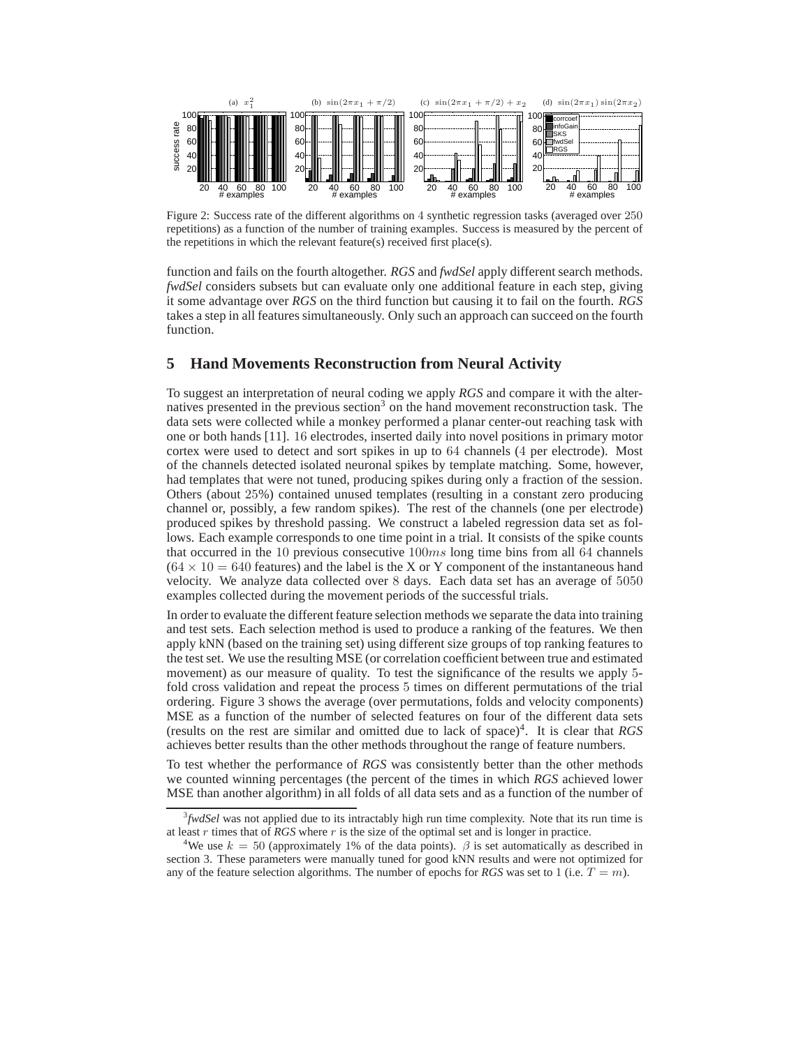Figure 2: Success rate of the different algorithms on 4 synthetic regression tasks (averaged over 250 repetitions) as a function of the number of training examples. Success is measured by the percent of the repetitions in which the relevant feature(s) received first place(s).

function and fails on the fourth altogether. *RGS* and *fwdSel* apply different search methods. *fwdSel* considers subsets but can evaluate only one additional feature in each step, giving it some advantage over *RGS* on the third function but causing it to fail on the fourth. *RGS* takes a step in all features simultaneously. Only such an approach can succeed on the fourth function.

## 5 Hand Movements Reconstruction from Neural Activity

To suggest an interpretation of neural coding we apply *RGS* and compare it with the alternatives presented in the previous section[3] on the hand movement reconstruction task. The data sets were collected while a monkey performed a planar center-out reaching task with one or both hands [11]. 16 electrodes, inserted daily into novel positions in primary motor cortex were used to detect and sort spikes in up to 64 channels (4 per electrode). Most of the channels detected isolated neuronal spikes by template matching. Some, however, had templates that were not tuned, producing spikes during only a fraction of the session. Others (about 25%) contained unused templates (resulting in a constant zero producing channel or, possibly, a few random spikes). The rest of the channels (one per electrode) produced spikes by threshold passing. We construct a labeled regression data set as follows. Each example corresponds to one time point in a trial. It consists of the spike counts that occurred in the 10 previous consecutive $100ms$ long time bins from all 64 channels ($64 \times 10 = 640$ features) and the label is the X or Y component of the instantaneous hand velocity. We analyze data collected over 8 days. Each data set has an average of 5050 examples collected during the movement periods of the successful trials.

In order to evaluate the different feature selection methods we separate the data into training and test sets. Each selection method is used to produce a ranking of the features. We then apply kNN (based on the training set) using different size groups of top ranking features to the test set. We use the resulting MSE (or correlation coefficient between true and estimated movement) as our measure of quality. To test the significance of the results we apply 5-fold cross validation and repeat the process 5 times on different permutations of the trial ordering. Figure 3 shows the average (over permutations, folds and velocity components) MSE as a function of the number of selected features on four of the different data sets (results on the rest are similar and omitted due to lack of space)[4]. It is clear that *RGS* achieves better results than the other methods throughout the range of feature numbers.

To test whether the performance of *RGS* was consistently better than the other methods we counted winning percentages (the percent of the times in which *RGS* achieved lower MSE than another algorithm) in all folds of all data sets and as a function of the number of

[3] *fwdSel* was not applied due to its intractably high run time complexity. Note that its run time is at least $r$ times that of *RGS* where $r$ is the size of the optimal set and is longer in practice.

[4] We use $k = 50$ (approximately 1% of the data points). $\beta$ is set automatically as described in section 3. These parameters were manually tuned for good kNN results and were not optimized for any of the feature selection algorithms. The number of epochs for *RGS* was set to 1 (i.e. $T = m$).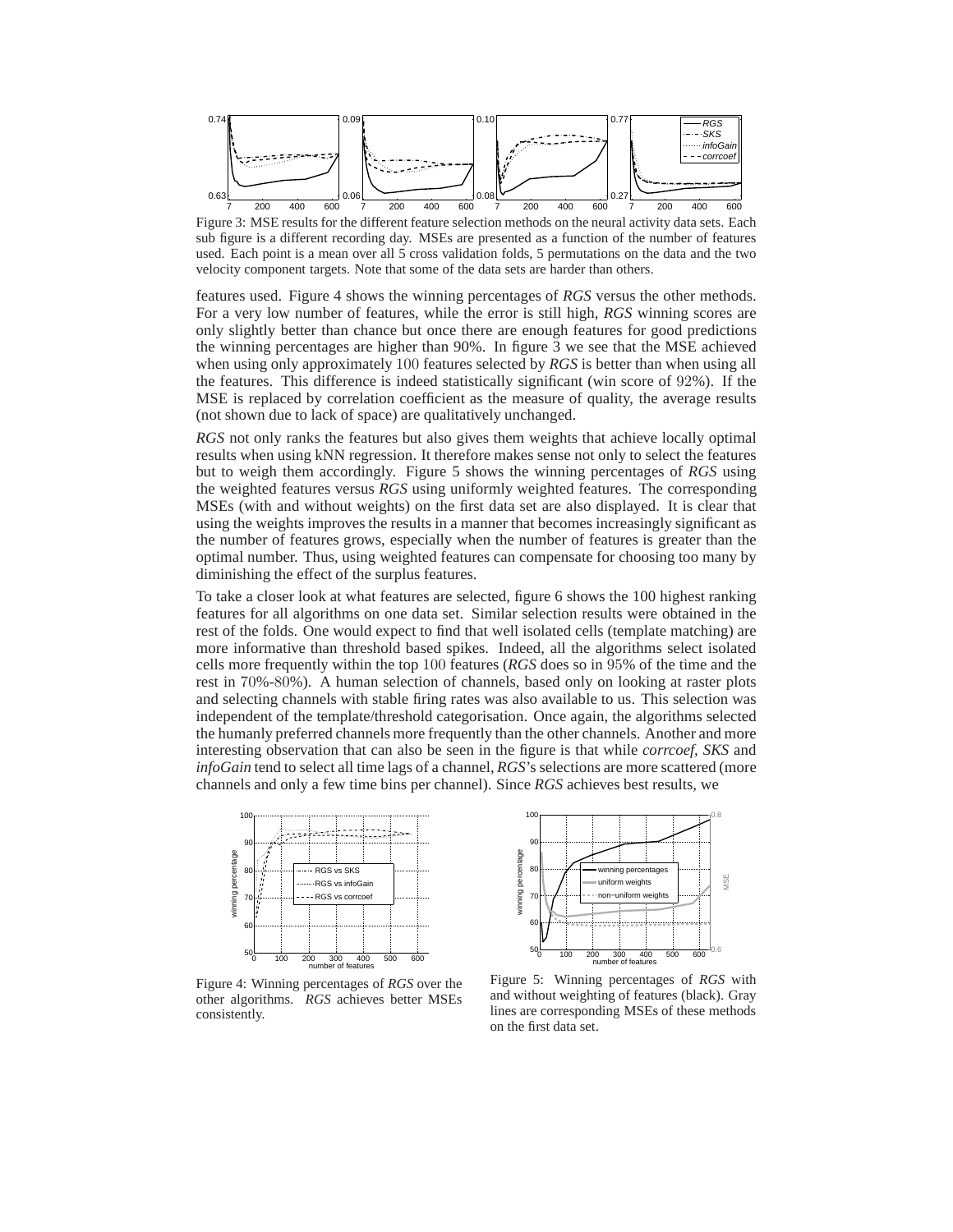0.74
0.63
7 200 400 600

0.09
0.06
7 200 400 600

0.10
0.08
7 200 400 600

0.77
0.27
7 200 400 600

RGS
SKS
infoGain
corrcoef

Figure 3: MSE results for the different feature selection methods on the neural activity data sets. Each sub figure is a different recording day. MSEs are presented as a function of the number of features used. Each point is a mean over all 5 cross validation folds, 5 permutations on the data and the two velocity component targets. Note that some of the data sets are harder than others.

features used. Figure 4 shows the winning percentages of *RGS* versus the other methods. For a very low number of features, while the error is still high, *RGS* winning scores are only slightly better than chance but once there are enough features for good predictions the winning percentages are higher than 90%. In figure 3 we see that the MSE achieved when using only approximately 100 features selected by *RGS* is better than when using all the features. This difference is indeed statistically significant (win score of 92%). If the MSE is replaced by correlation coefficient as the measure of quality, the average results (not shown due to lack of space) are qualitatively unchanged.

*RGS* not only ranks the features but also gives them weights that achieve locally optimal results when using kNN regression. It therefore makes sense not only to select the features but to weigh them accordingly. Figure 5 shows the winning percentages of *RGS* using the weighted features versus *RGS* using uniformly weighted features. The corresponding MSEs (with and without weights) on the first data set are also displayed. It is clear that using the weights improves the results in a manner that becomes increasingly significant as the number of features grows, especially when the number of features is greater than the optimal number. Thus, using weighted features can compensate for choosing too many by diminishing the effect of the surplus features.

To take a closer look at what features are selected, figure 6 shows the 100 highest ranking features for all algorithms on one data set. Similar selection results were obtained in the rest of the folds. One would expect to find that well isolated cells (template matching) are more informative than threshold based spikes. Indeed, all the algorithms select isolated cells more frequently within the top 100 features (*RGS* does so in 95% of the time and the rest in 70%-80%). A human selection of channels, based only on looking at raster plots and selecting channels with stable firing rates was also available to us. This selection was independent of the template/threshold categorisation. Once again, the algorithms selected the humanly preferred channels more frequently than the other channels. Another and more interesting observation that can also be seen in the figure is that while *corrcoef*, *SKS* and *infoGain* tend to select all time lags of a channel, *RGS*'s selections are more scattered (more channels and only a few time bins per channel). Since *RGS* achieves best results, we

winning percentage
100
90
80
70
60
50
0 100 200 300 400 500 600
number of features
RGS vs SKS
RGS vs infoGain
RGS vs corrcoef

Figure 4: Winning percentages of *RGS* over the other algorithms. *RGS* achieves better MSEs consistently.

winning percentage
100
90
80
70
60
50
0 100 200 300 400 500 600
number of features
MSE
0.8
0.6
winning percentages
uniform weights
non−uniform weights

Figure 5: Winning percentages of *RGS* with and without weighting of features (black). Gray lines are corresponding MSEs of these methods on the first data set.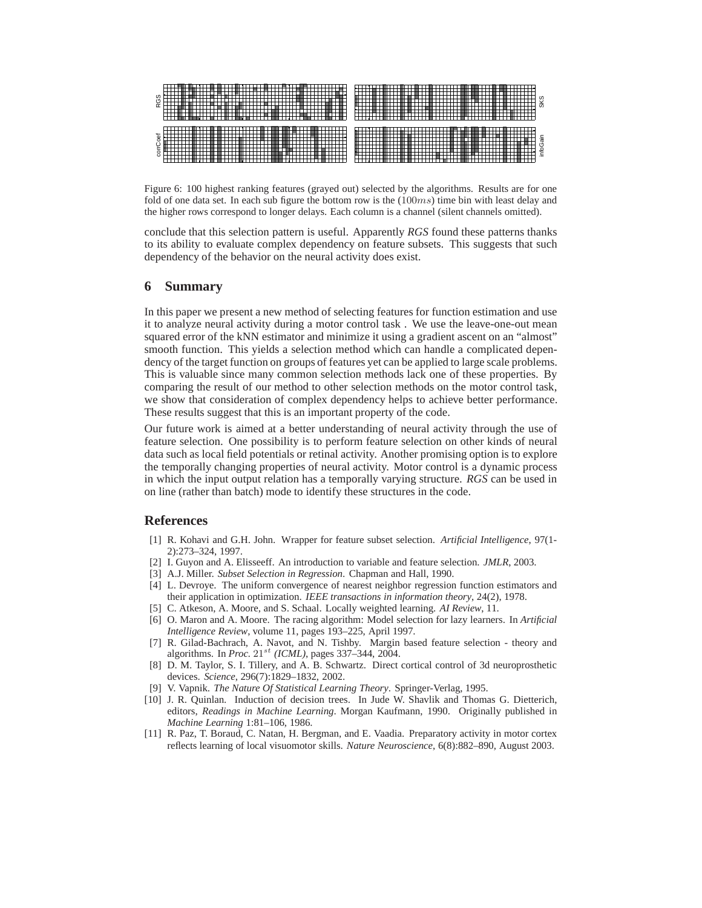RGS

SKS

corrCoef

infoGain

Figure 6: 100 highest ranking features (grayed out) selected by the algorithms. Results are for one fold of one data set. In each sub figure the bottom row is the ($100ms$) time bin with least delay and the higher rows correspond to longer delays. Each column is a channel (silent channels omitted).

conclude that this selection pattern is useful. Apparently *RGS* found these patterns thanks to its ability to evaluate complex dependency on feature subsets. This suggests that such dependency of the behavior on the neural activity does exist.

## 6 Summary

In this paper we present a new method of selecting features for function estimation and use it to analyze neural activity during a motor control task . We use the leave-one-out mean squared error of the kNN estimator and minimize it using a gradient ascent on an "almost" smooth function. This yields a selection method which can handle a complicated dependency of the target function on groups of features yet can be applied to large scale problems. This is valuable since many common selection methods lack one of these properties. By comparing the result of our method to other selection methods on the motor control task, we show that consideration of complex dependency helps to achieve better performance. These results suggest that this is an important property of the code.

Our future work is aimed at a better understanding of neural activity through the use of feature selection. One possibility is to perform feature selection on other kinds of neural data such as local field potentials or retinal activity. Another promising option is to explore the temporally changing properties of neural activity. Motor control is a dynamic process in which the input output relation has a temporally varying structure. *RGS* can be used in on line (rather than batch) mode to identify these structures in the code.

## References

[1] R. Kohavi and G.H. John. Wrapper for feature subset selection. *Artificial Intelligence*, 97(1-2):273–324, 1997.

[2] I. Guyon and A. Elisseeff. An introduction to variable and feature selection. *JMLR*, 2003.

[3] A.J. Miller. *Subset Selection in Regression*. Chapman and Hall, 1990.

[4] L. Devroye. The uniform convergence of nearest neighbor regression function estimators and their application in optimization. *IEEE transactions in information theory*, 24(2), 1978.

[5] C. Atkeson, A. Moore, and S. Schaal. Locally weighted learning. *AI Review*, 11.

[6] O. Maron and A. Moore. The racing algorithm: Model selection for lazy learners. In *Artificial Intelligence Review*, volume 11, pages 193–225, April 1997.

[7] R. Gilad-Bachrach, A. Navot, and N. Tishby. Margin based feature selection - theory and algorithms. In *Proc.* $21^{st}$ *(ICML)*, pages 337–344, 2004.

[8] D. M. Taylor, S. I. Tillery, and A. B. Schwartz. Direct cortical control of 3d neuroprosthetic devices. *Science*, 296(7):1829–1832, 2002.

[9] V. Vapnik. *The Nature Of Statistical Learning Theory*. Springer-Verlag, 1995.

[10] J. R. Quinlan. Induction of decision trees. In Jude W. Shavlik and Thomas G. Dietterich, editors, *Readings in Machine Learning*. Morgan Kaufmann, 1990. Originally published in *Machine Learning* 1:81–106, 1986.

[11] R. Paz, T. Boraud, C. Natan, H. Bergman, and E. Vaadia. Preparatory activity in motor cortex reflects learning of local visuomotor skills. *Nature Neuroscience*, 6(8):882–890, August 2003.